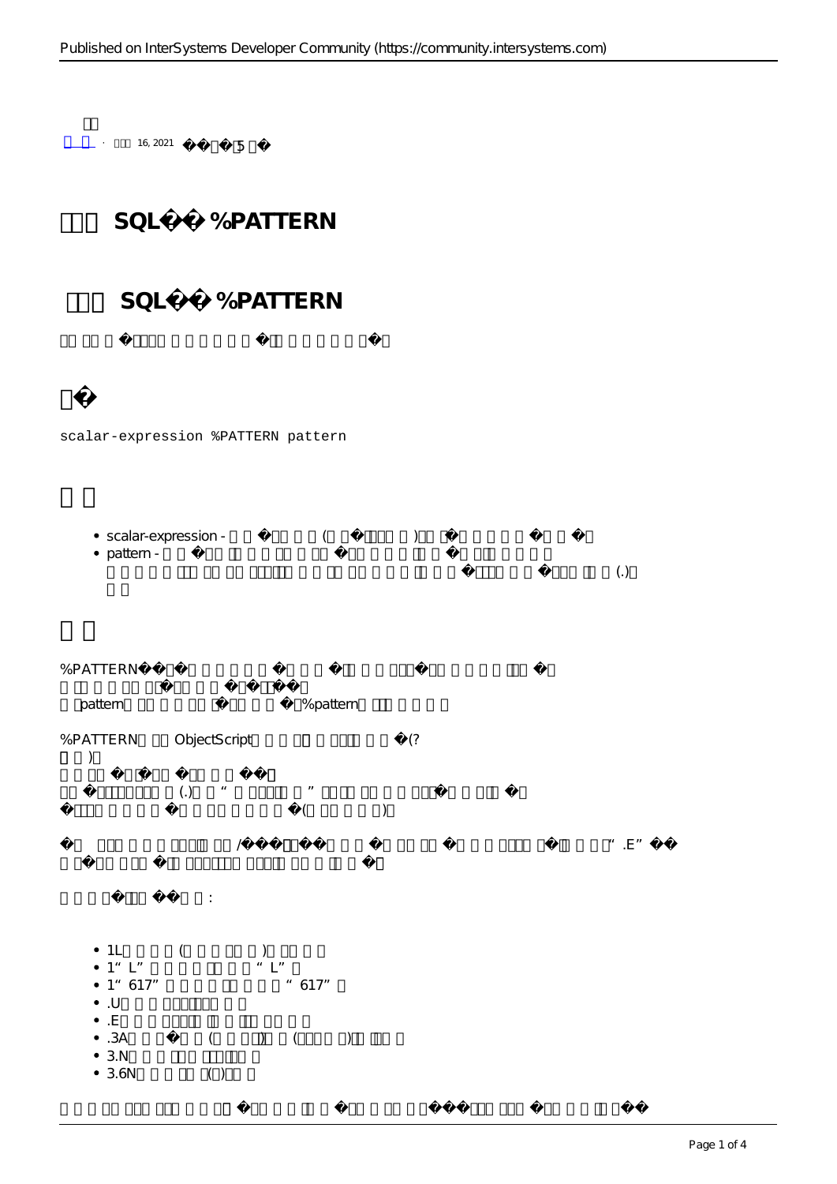16, 2021 · 5

# SQL %PATTERN

## SQL %PATTERN

```
scalar-expression %PATTERN pattern
```

- scalar-expression - ( )
- pattern - (.)

%PATTERN

pattern %pattern

%PATTERN ObjectScript (? )

(.) " "

( )

/ ".E"

:

- 1L ( )
- 1"L" "L"
- 1"617" "617"
- .U
- .E
- .3A ( ) ( )
- 3.N
- 3.6N ( )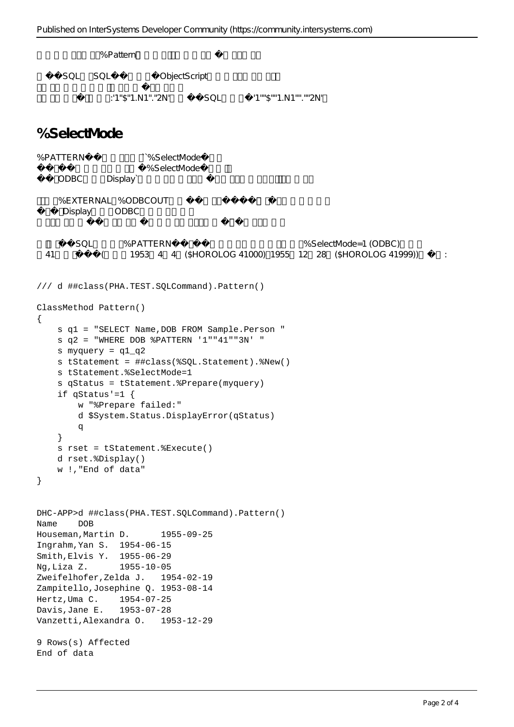%Pattern �

��SQL SQL�� �ObjectScript

�

� :'1"$"1.N1"."2N' ��SQL �'1""$""1.N1""."""2N'

# %SelectMode

%PATTERN�� `%SelectMode�

�� �%SelectMode�

��ODBC Display` � �

%EXTERNAL %ODBCOUT �� ��� �

�� Display ODBC

� �� � � ��

��SQL %PATTERN�� %SelectMode=1 (ODBC)

41 ���( 1953 4 4 ($HOROLOG 41000) 1955 12 28 ($HOROLOG 41999)) �:

```
/// d ##class(PHA.TEST.SQLCommand).Pattern()

ClassMethod Pattern()
{
    s q1 = "SELECT Name,DOB FROM Sample.Person "
    s q2 = "WHERE DOB %PATTERN '1""41""3N' "
    s myquery = q1_q2
    s tStatement = ##class(%SQL.Statement).%New()
    s tStatement.%SelectMode=1
    s qStatus = tStatement.%Prepare(myquery)
    if qStatus'=1 {
        w "%Prepare failed:"
        d $System.Status.DisplayError(qStatus)
        q
    }
    s rset = tStatement.%Execute()
    d rset.%Display()
    w !,"End of data"
}
```

```
DHC-APP>d ##class(PHA.TEST.SQLCommand).Pattern()
Name    DOB
Houseman,Martin D.      1955-09-25
Ingrahm,Yan S.  1954-06-15
Smith,Elvis Y.  1955-06-29
Ng,Liza Z.      1955-10-05
Zweifelhofer,Zelda J.   1954-02-19
Zampitello,Josephine Q. 1953-08-14
Hertz,Uma C.    1954-07-25
Davis,Jane E.   1953-07-28
Vanzetti,Alexandra O.   1953-12-29

9 Rows(s) Affected
End of data
```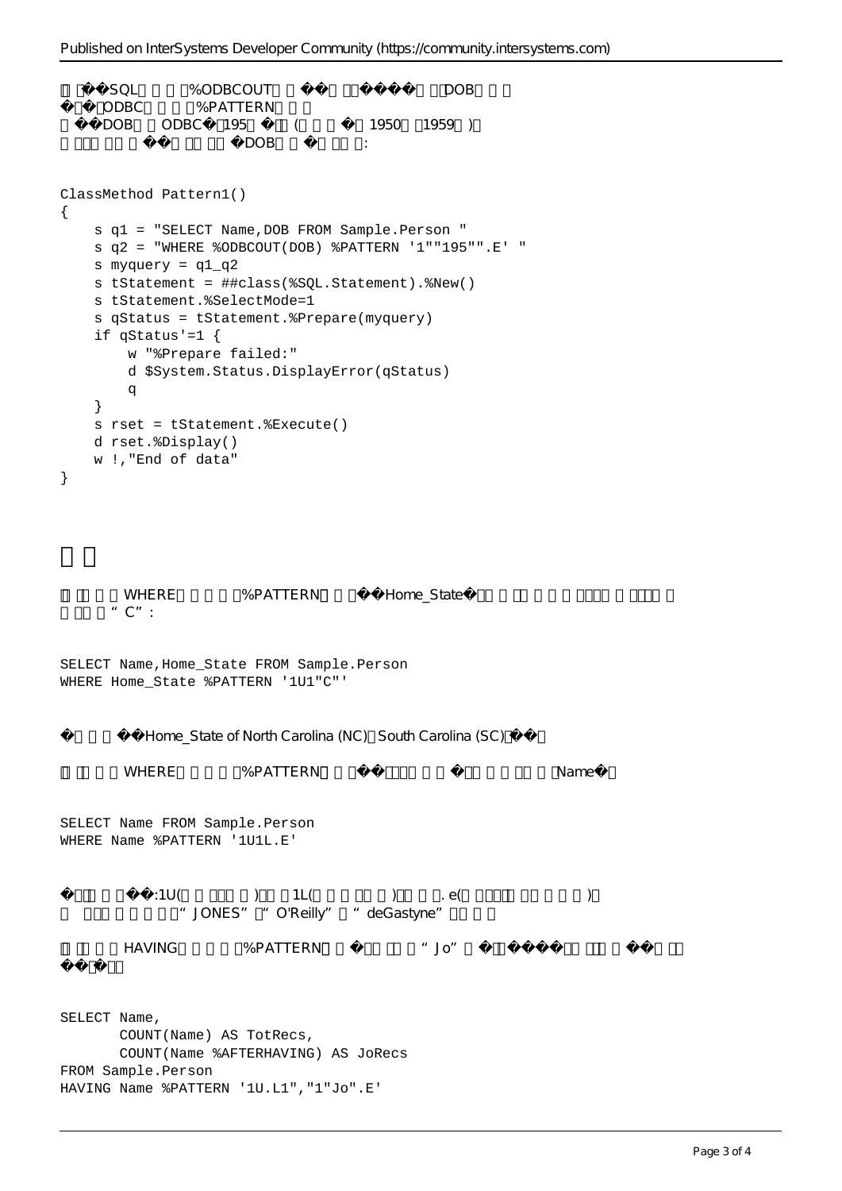SQL %ODBCOUT DOB
ODBC %PATTERN
DOB ODBC 195 ( 1950 1959 )
DOB :

```
ClassMethod Pattern1()
{
    s q1 = "SELECT Name,DOB FROM Sample.Person "
    s q2 = "WHERE %ODBCOUT(DOB) %PATTERN '1""195"".E' "
    s myquery = q1_q2
    s tStatement = ##class(%SQL.Statement).%New()
    s tStatement.%SelectMode=1
    s qStatus = tStatement.%Prepare(myquery)
    if qStatus'=1 {
        w "%Prepare failed:"
        d $System.Status.DisplayError(qStatus)
        q
    }
    s rset = tStatement.%Execute()
    d rset.%Display()
    w !,"End of data"
}
```

WHERE %PATTERN Home_State
“C”:

```
SELECT Name,Home_State FROM Sample.Person
WHERE Home_State %PATTERN '1U1"C"'
```

Home_State of North Carolina (NC) South Carolina (SC)

WHERE %PATTERN Name

```
SELECT Name FROM Sample.Person
WHERE Name %PATTERN '1U1L.E'
```

:1U( ) 1L( ) . e( )
“JONES” “O'Reilly” “deGastyne”

HAVING %PATTERN “Jo”

```
SELECT Name,
       COUNT(Name) AS TotRecs,
       COUNT(Name %AFTERHAVING) AS JoRecs
FROM Sample.Person
HAVING Name %PATTERN '1U.L1","1"Jo".E'
```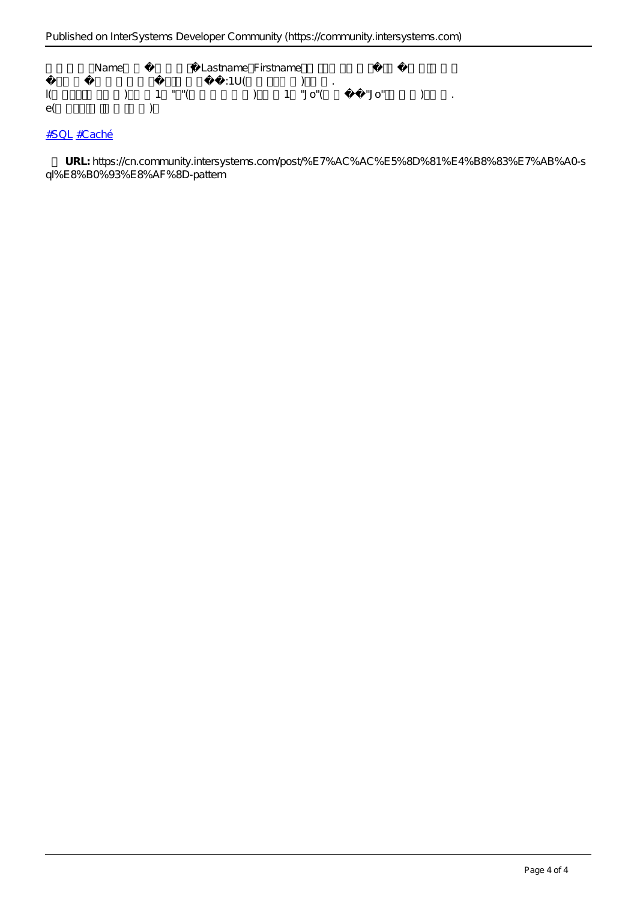Name Lastname Firstname
:1U( ) .
l( ) 1 " "( ) 1 "Jo"( "Jo" ) .
e( )

#SQL #Caché

**URL:** https://cn.community.intersystems.com/post/%E7%AC%AC%E5%8D%81%E4%B8%83%E7%AB%A0-sql%E8%B0%93%E8%AF%8D-pattern